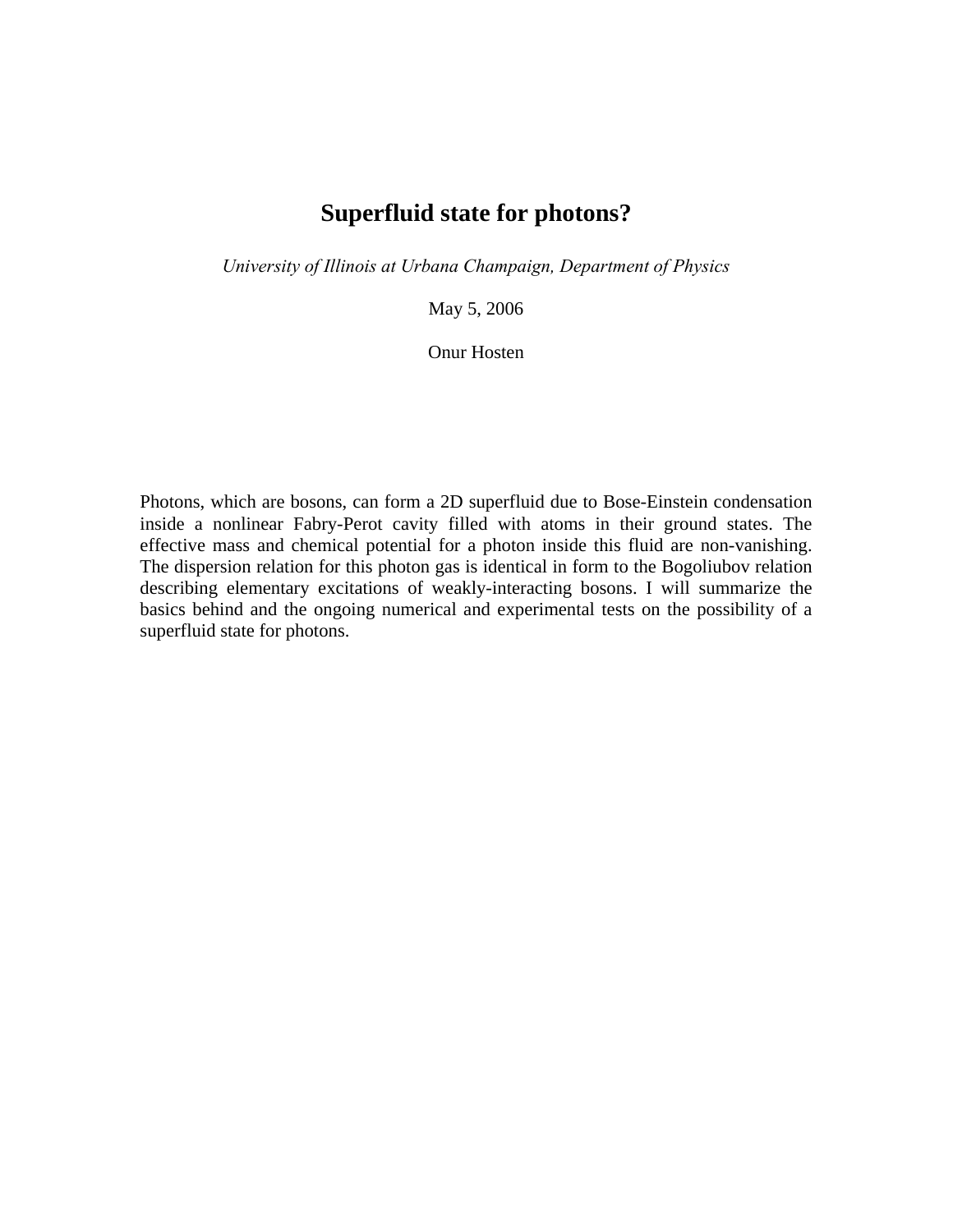# Superfluid state for photons?

*University of Illinois at Urbana Champaign, Department of Physics*

May 5, 2006

Onur Hosten

Photons, which are bosons, can form a 2D superfluid due to Bose-Einstein condensation inside a nonlinear Fabry-Perot cavity filled with atoms in their ground states. The effective mass and chemical potential for a photon inside this fluid are non-vanishing. The dispersion relation for this photon gas is identical in form to the Bogoliubov relation describing elementary excitations of weakly-interacting bosons. I will summarize the basics behind and the ongoing numerical and experimental tests on the possibility of a superfluid state for photons.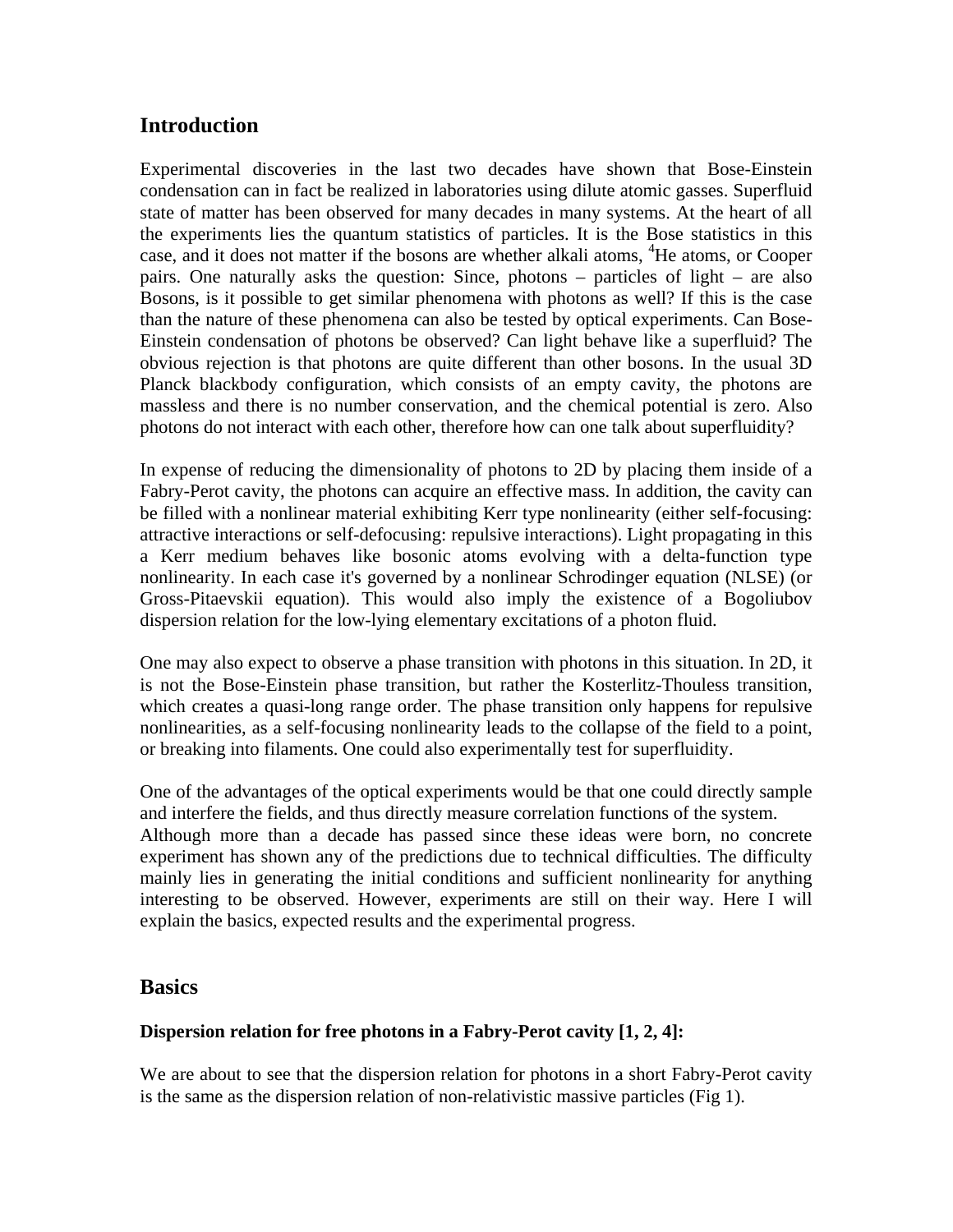## Introduction

Experimental discoveries in the last two decades have shown that Bose-Einstein condensation can in fact be realized in laboratories using dilute atomic gasses. Superfluid state of matter has been observed for many decades in many systems. At the heart of all the experiments lies the quantum statistics of particles. It is the Bose statistics in this case, and it does not matter if the bosons are whether alkali atoms, $^4$He atoms, or Cooper pairs. One naturally asks the question: Since, photons – particles of light – are also Bosons, is it possible to get similar phenomena with photons as well? If this is the case than the nature of these phenomena can also be tested by optical experiments. Can Bose-Einstein condensation of photons be observed? Can light behave like a superfluid? The obvious rejection is that photons are quite different than other bosons. In the usual 3D Planck blackbody configuration, which consists of an empty cavity, the photons are massless and there is no number conservation, and the chemical potential is zero. Also photons do not interact with each other, therefore how can one talk about superfluidity?

In expense of reducing the dimensionality of photons to 2D by placing them inside of a Fabry-Perot cavity, the photons can acquire an effective mass. In addition, the cavity can be filled with a nonlinear material exhibiting Kerr type nonlinearity (either self-focusing: attractive interactions or self-defocusing: repulsive interactions). Light propagating in this a Kerr medium behaves like bosonic atoms evolving with a delta-function type nonlinearity. In each case it's governed by a nonlinear Schrodinger equation (NLSE) (or Gross-Pitaevskii equation). This would also imply the existence of a Bogoliubov dispersion relation for the low-lying elementary excitations of a photon fluid.

One may also expect to observe a phase transition with photons in this situation. In 2D, it is not the Bose-Einstein phase transition, but rather the Kosterlitz-Thouless transition, which creates a quasi-long range order. The phase transition only happens for repulsive nonlinearities, as a self-focusing nonlinearity leads to the collapse of the field to a point, or breaking into filaments. One could also experimentally test for superfluidity.

One of the advantages of the optical experiments would be that one could directly sample and interfere the fields, and thus directly measure correlation functions of the system. Although more than a decade has passed since these ideas were born, no concrete experiment has shown any of the predictions due to technical difficulties. The difficulty mainly lies in generating the initial conditions and sufficient nonlinearity for anything interesting to be observed. However, experiments are still on their way. Here I will explain the basics, expected results and the experimental progress.

## Basics

### Dispersion relation for free photons in a Fabry-Perot cavity [1, 2, 4]:

We are about to see that the dispersion relation for photons in a short Fabry-Perot cavity is the same as the dispersion relation of non-relativistic massive particles (Fig 1).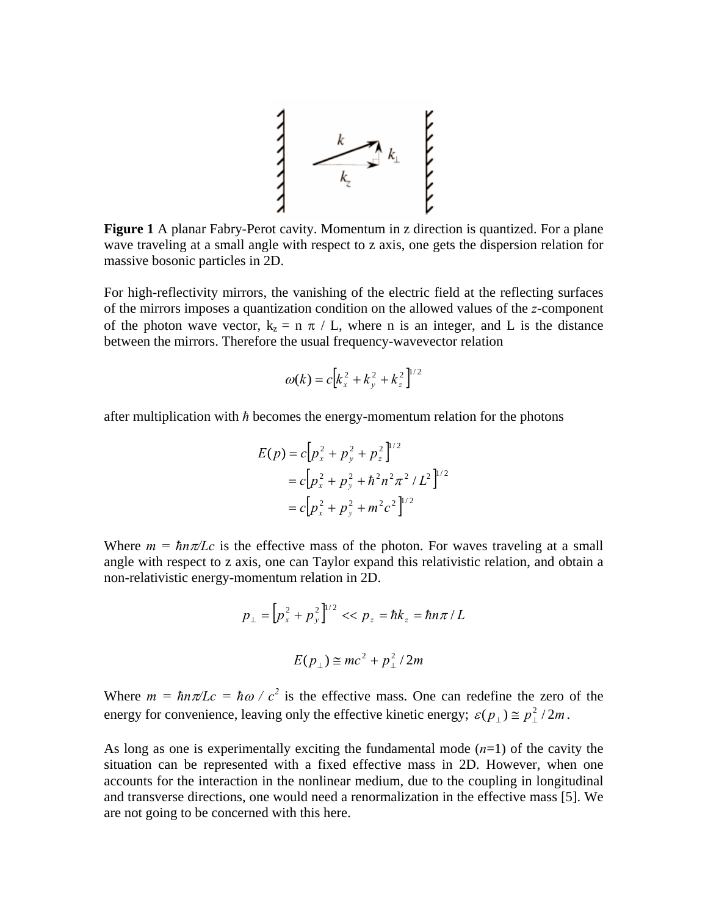**Figure 1** A planar Fabry-Perot cavity. Momentum in z direction is quantized. For a plane wave traveling at a small angle with respect to z axis, one gets the dispersion relation for massive bosonic particles in 2D.

For high-reflectivity mirrors, the vanishing of the electric field at the reflecting surfaces of the mirrors imposes a quantization condition on the allowed values of the *z*-component of the photon wave vector, $k_z = n\,\pi / L$, where n is an integer, and L is the distance between the mirrors. Therefore the usual frequency-wavevector relation

$$\omega(k) = c\left[k_x^2 + k_y^2 + k_z^2\right]^{1/2}$$

after multiplication with $\hbar$ becomes the energy-momentum relation for the photons

$$\begin{aligned} E(p) &= c\left[p_x^2 + p_y^2 + p_z^2\right]^{1/2} \\ &= c\left[p_x^2 + p_y^2 + \hbar^2 n^2 \pi^2 / L^2\right]^{1/2} \\ &= c\left[p_x^2 + p_y^2 + m^2 c^2\right]^{1/2} \end{aligned}$$

Where $m = \hbar n\pi/Lc$ is the effective mass of the photon. For waves traveling at a small angle with respect to z axis, one can Taylor expand this relativistic relation, and obtain a non-relativistic energy-momentum relation in 2D.

$$p_\perp = \left[p_x^2 + p_y^2\right]^{1/2} << p_z = \hbar k_z = \hbar n\pi / L$$

$$E(p_\perp) \cong mc^2 + p_\perp^2 / 2m$$

Where $m = \hbar n\pi/Lc = \hbar\omega / c^2$ is the effective mass. One can redefine the zero of the energy for convenience, leaving only the effective kinetic energy; $\varepsilon(p_\perp) \cong p_\perp^2 / 2m$.

As long as one is experimentally exciting the fundamental mode (*n*=1) of the cavity the situation can be represented with a fixed effective mass in 2D. However, when one accounts for the interaction in the nonlinear medium, due to the coupling in longitudinal and transverse directions, one would need a renormalization in the effective mass [5]. We are not going to be concerned with this here.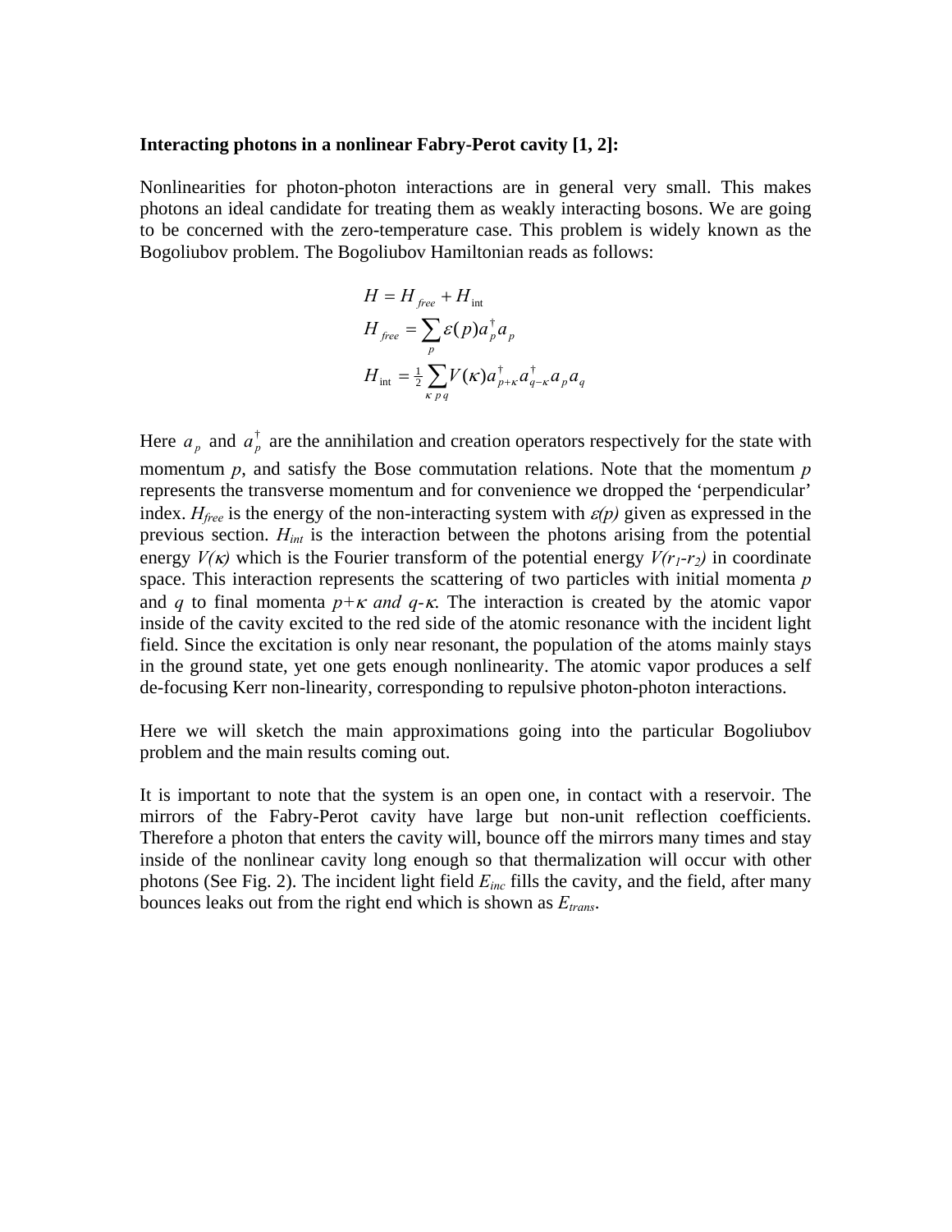**Interacting photons in a nonlinear Fabry-Perot cavity [1, 2]:**

Nonlinearities for photon-photon interactions are in general very small. This makes photons an ideal candidate for treating them as weakly interacting bosons. We are going to be concerned with the zero-temperature case. This problem is widely known as the Bogoliubov problem. The Bogoliubov Hamiltonian reads as follows:

$$
\begin{aligned}
H &= H_{free} + H_{\text{int}} \\
H_{free} &= \sum_{p} \varepsilon(p) a_p^{\dagger} a_p \\
H_{\text{int}} &= \tfrac{1}{2} \sum_{\kappa\, p\, q} V(\kappa) a_{p+\kappa}^{\dagger} a_{q-\kappa}^{\dagger} a_p a_q
\end{aligned}
$$

Here $a_p$ and $a_p^{\dagger}$ are the annihilation and creation operators respectively for the state with momentum *p*, and satisfy the Bose commutation relations. Note that the momentum *p* represents the transverse momentum and for convenience we dropped the 'perpendicular' index. $H_{free}$ is the energy of the non-interacting system with $\varepsilon(p)$ given as expressed in the previous section. $H_{int}$ is the interaction between the photons arising from the potential energy $V(\kappa)$ which is the Fourier transform of the potential energy $V(r_1\text{-}r_2)$ in coordinate space. This interaction represents the scattering of two particles with initial momenta *p* and *q* to final momenta $p+\kappa$ *and* $q-\kappa$. The interaction is created by the atomic vapor inside of the cavity excited to the red side of the atomic resonance with the incident light field. Since the excitation is only near resonant, the population of the atoms mainly stays in the ground state, yet one gets enough nonlinearity. The atomic vapor produces a self de-focusing Kerr non-linearity, corresponding to repulsive photon-photon interactions.

Here we will sketch the main approximations going into the particular Bogoliubov problem and the main results coming out.

It is important to note that the system is an open one, in contact with a reservoir. The mirrors of the Fabry-Perot cavity have large but non-unit reflection coefficients. Therefore a photon that enters the cavity will, bounce off the mirrors many times and stay inside of the nonlinear cavity long enough so that thermalization will occur with other photons (See Fig. 2). The incident light field $E_{inc}$ fills the cavity, and the field, after many bounces leaks out from the right end which is shown as $E_{trans}$.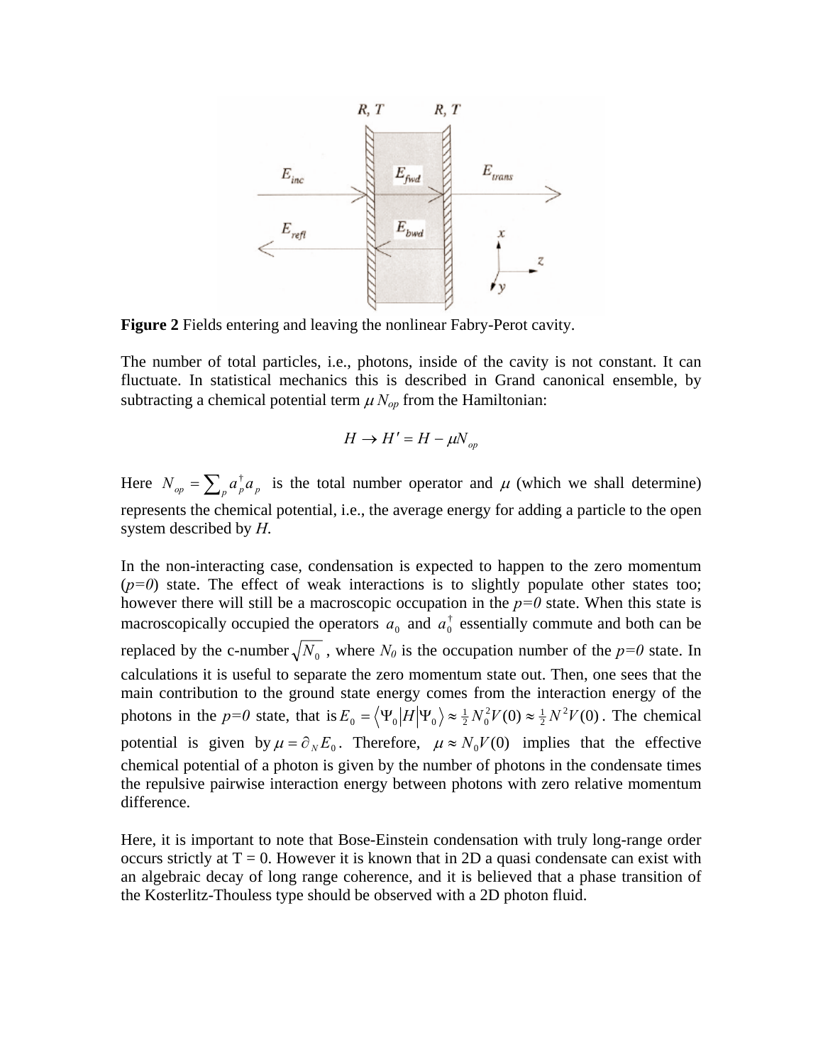**Figure 2** Fields entering and leaving the nonlinear Fabry-Perot cavity.

The number of total particles, i.e., photons, inside of the cavity is not constant. It can fluctuate. In statistical mechanics this is described in Grand canonical ensemble, by subtracting a chemical potential term $\mu N_{op}$ from the Hamiltonian:

$$H \rightarrow H' = H - \mu N_{op}$$

Here $N_{op} = \sum_p a_p^\dagger a_p$ is the total number operator and $\mu$ (which we shall determine) represents the chemical potential, i.e., the average energy for adding a particle to the open system described by *H*.

In the non-interacting case, condensation is expected to happen to the zero momentum (*p=0*) state. The effect of weak interactions is to slightly populate other states too; however there will still be a macroscopic occupation in the *p=0* state. When this state is macroscopically occupied the operators $a_0$ and $a_0^\dagger$ essentially commute and both can be replaced by the c-number $\sqrt{N_0}$ , where $N_0$ is the occupation number of the *p=0* state. In calculations it is useful to separate the zero momentum state out. Then, one sees that the main contribution to the ground state energy comes from the interaction energy of the photons in the *p=0* state, that is $E_0 = \langle \Psi_0 | H | \Psi_0 \rangle \approx \frac{1}{2} N_0^2 V(0) \approx \frac{1}{2} N^2 V(0)$. The chemical potential is given by $\mu = \partial_N E_0$. Therefore, $\mu \approx N_0 V(0)$ implies that the effective chemical potential of a photon is given by the number of photons in the condensate times the repulsive pairwise interaction energy between photons with zero relative momentum difference.

Here, it is important to note that Bose-Einstein condensation with truly long-range order occurs strictly at T = 0. However it is known that in 2D a quasi condensate can exist with an algebraic decay of long range coherence, and it is believed that a phase transition of the Kosterlitz-Thouless type should be observed with a 2D photon fluid.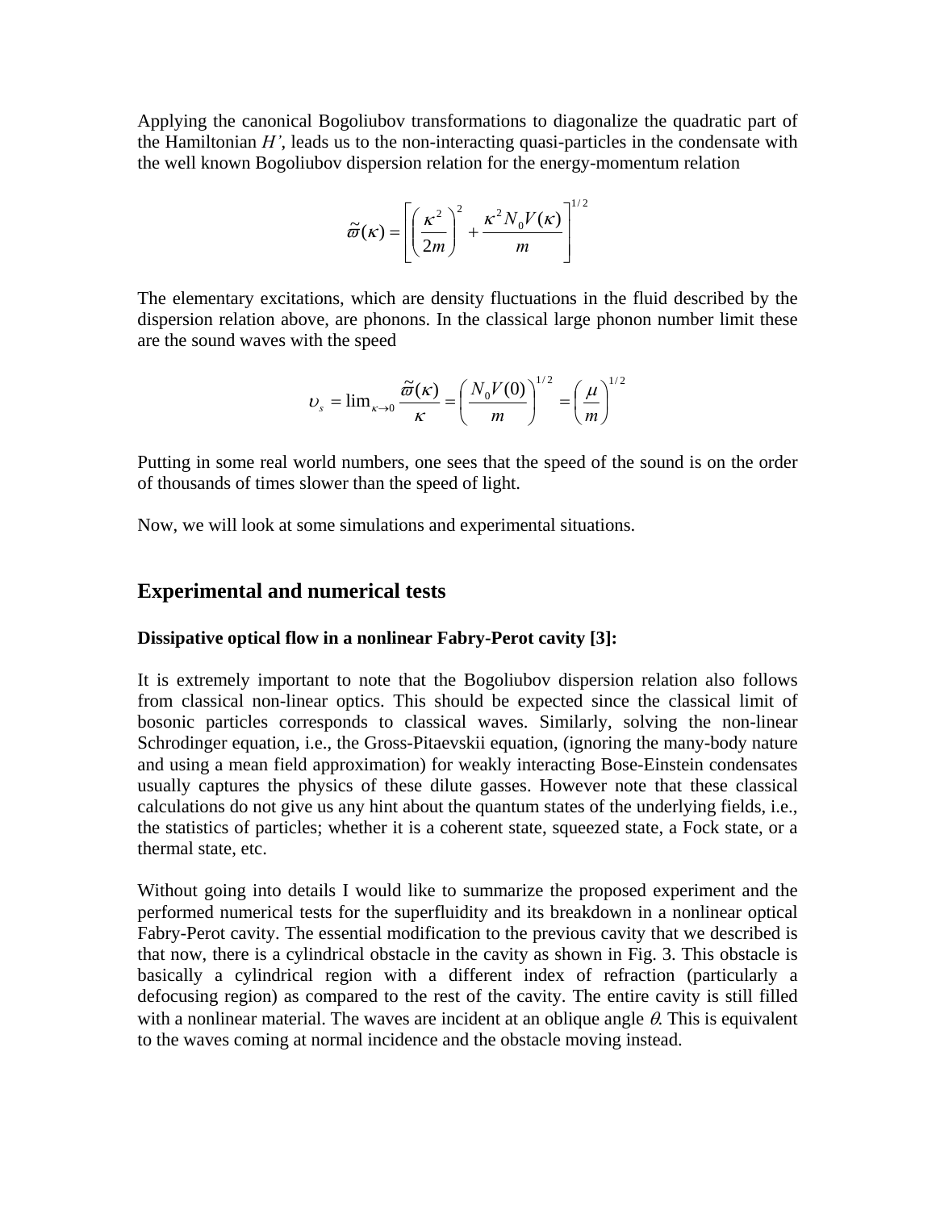Applying the canonical Bogoliubov transformations to diagonalize the quadratic part of the Hamiltonian $H'$, leads us to the non-interacting quasi-particles in the condensate with the well known Bogoliubov dispersion relation for the energy-momentum relation

$$\tilde{\varpi}(\kappa) = \left[ \left( \frac{\kappa^2}{2m} \right)^2 + \frac{\kappa^2 N_0 V(\kappa)}{m} \right]^{1/2}$$

The elementary excitations, which are density fluctuations in the fluid described by the dispersion relation above, are phonons. In the classical large phonon number limit these are the sound waves with the speed

$$\upsilon_s = \lim_{\kappa \to 0} \frac{\tilde{\varpi}(\kappa)}{\kappa} = \left( \frac{N_0 V(0)}{m} \right)^{1/2} = \left( \frac{\mu}{m} \right)^{1/2}$$

Putting in some real world numbers, one sees that the speed of the sound is on the order of thousands of times slower than the speed of light.

Now, we will look at some simulations and experimental situations.

## Experimental and numerical tests

### Dissipative optical flow in a nonlinear Fabry-Perot cavity [3]:

It is extremely important to note that the Bogoliubov dispersion relation also follows from classical non-linear optics. This should be expected since the classical limit of bosonic particles corresponds to classical waves. Similarly, solving the non-linear Schrodinger equation, i.e., the Gross-Pitaevskii equation, (ignoring the many-body nature and using a mean field approximation) for weakly interacting Bose-Einstein condensates usually captures the physics of these dilute gasses. However note that these classical calculations do not give us any hint about the quantum states of the underlying fields, i.e., the statistics of particles; whether it is a coherent state, squeezed state, a Fock state, or a thermal state, etc.

Without going into details I would like to summarize the proposed experiment and the performed numerical tests for the superfluidity and its breakdown in a nonlinear optical Fabry-Perot cavity. The essential modification to the previous cavity that we described is that now, there is a cylindrical obstacle in the cavity as shown in Fig. 3. This obstacle is basically a cylindrical region with a different index of refraction (particularly a defocusing region) as compared to the rest of the cavity. The entire cavity is still filled with a nonlinear material. The waves are incident at an oblique angle $\theta$. This is equivalent to the waves coming at normal incidence and the obstacle moving instead.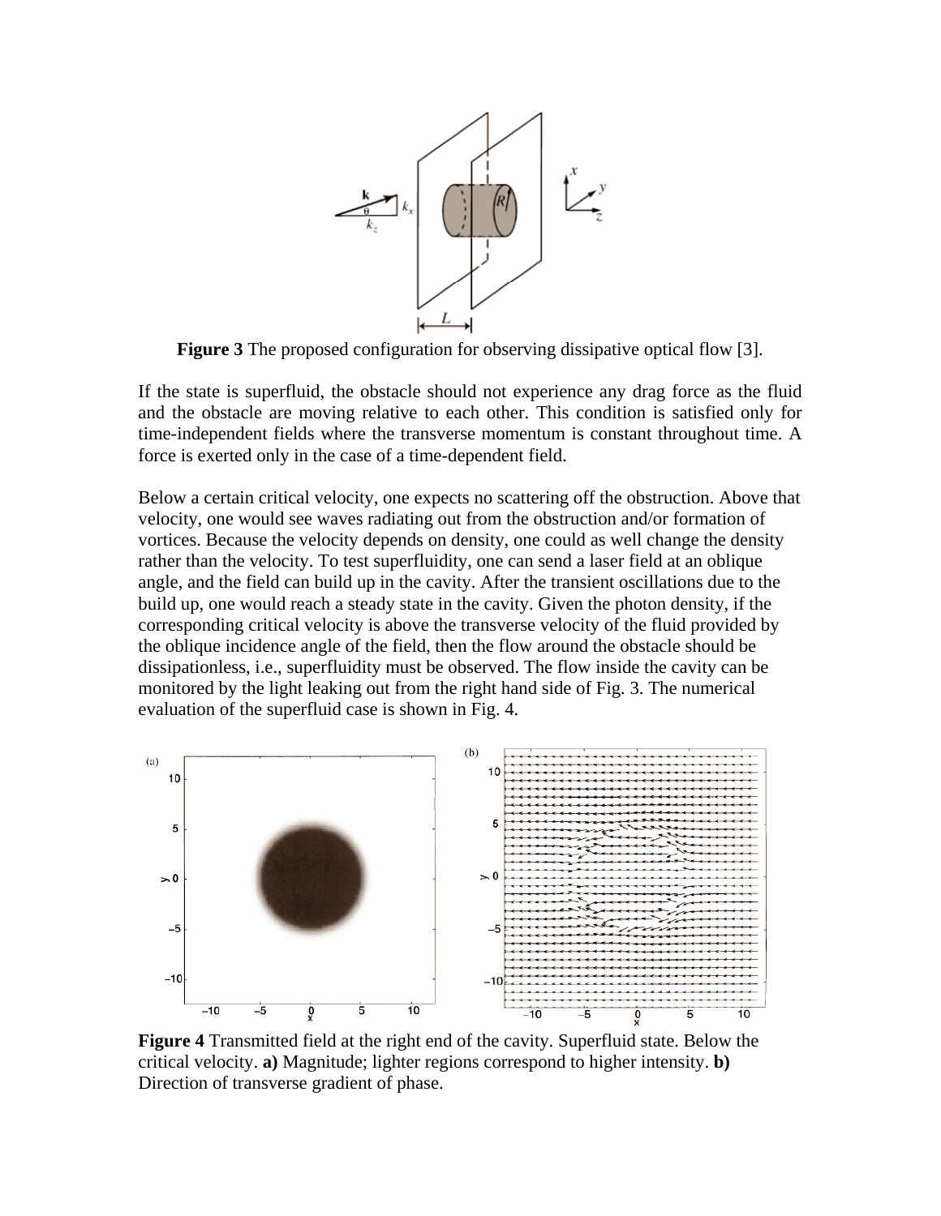**Figure 3** The proposed configuration for observing dissipative optical flow [3].

If the state is superfluid, the obstacle should not experience any drag force as the fluid and the obstacle are moving relative to each other. This condition is satisfied only for time-independent fields where the transverse momentum is constant throughout time. A force is exerted only in the case of a time-dependent field.

Below a certain critical velocity, one expects no scattering off the obstruction. Above that velocity, one would see waves radiating out from the obstruction and/or formation of vortices. Because the velocity depends on density, one could as well change the density rather than the velocity. To test superfluidity, one can send a laser field at an oblique angle, and the field can build up in the cavity. After the transient oscillations due to the build up, one would reach a steady state in the cavity. Given the photon density, if the corresponding critical velocity is above the transverse velocity of the fluid provided by the oblique incidence angle of the field, then the flow around the obstacle should be dissipationless, i.e., superfluidity must be observed. The flow inside the cavity can be monitored by the light leaking out from the right hand side of Fig. 3. The numerical evaluation of the superfluid case is shown in Fig. 4.

**Figure 4** Transmitted field at the right end of the cavity. Superfluid state. Below the critical velocity. **a)** Magnitude; lighter regions correspond to higher intensity. **b)** Direction of transverse gradient of phase.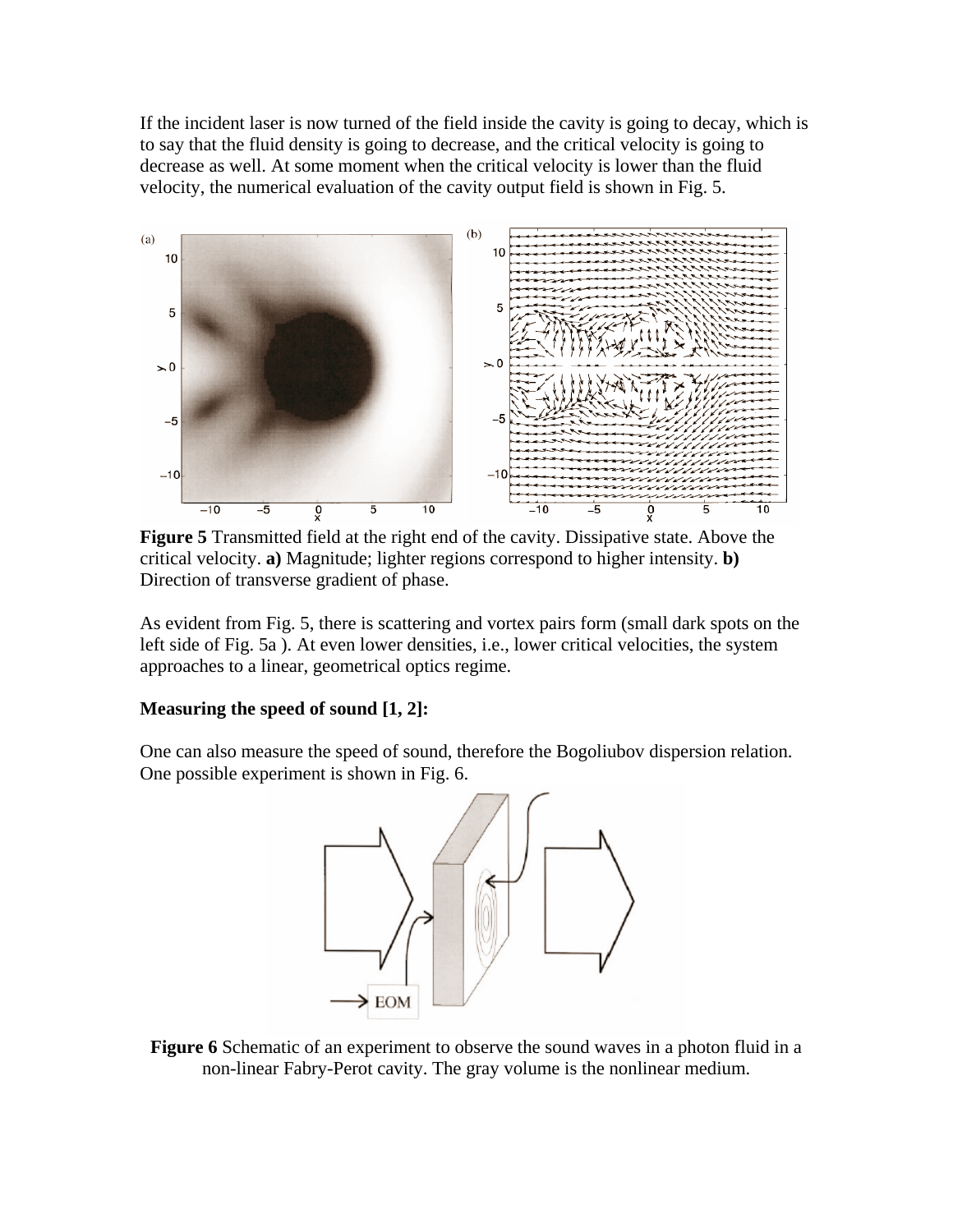If the incident laser is now turned of the field inside the cavity is going to decay, which is to say that the fluid density is going to decrease, and the critical velocity is going to decrease as well. At some moment when the critical velocity is lower than the fluid velocity, the numerical evaluation of the cavity output field is shown in Fig. 5.

**Figure 5** Transmitted field at the right end of the cavity. Dissipative state. Above the critical velocity. **a)** Magnitude; lighter regions correspond to higher intensity. **b)** Direction of transverse gradient of phase.

As evident from Fig. 5, there is scattering and vortex pairs form (small dark spots on the left side of Fig. 5a ). At even lower densities, i.e., lower critical velocities, the system approaches to a linear, geometrical optics regime.

**Measuring the speed of sound [1, 2]:**

One can also measure the speed of sound, therefore the Bogoliubov dispersion relation. One possible experiment is shown in Fig. 6.

**Figure 6** Schematic of an experiment to observe the sound waves in a photon fluid in a non-linear Fabry-Perot cavity. The gray volume is the nonlinear medium.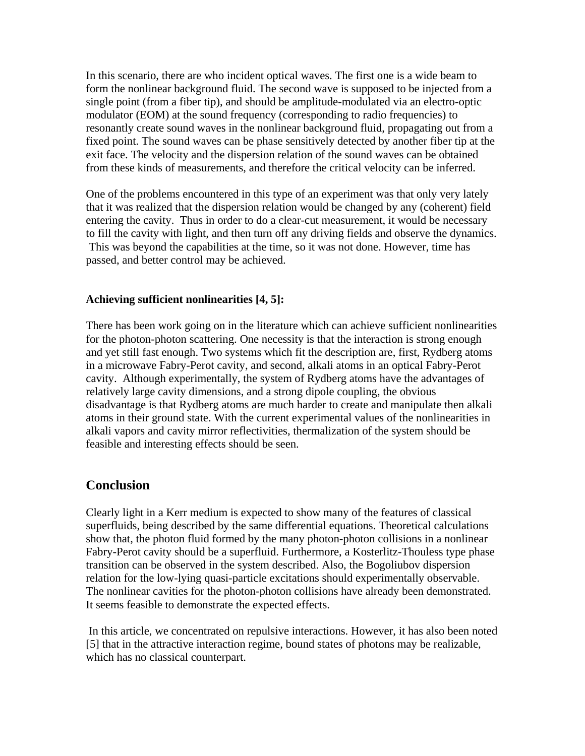In this scenario, there are who incident optical waves. The first one is a wide beam to form the nonlinear background fluid. The second wave is supposed to be injected from a single point (from a fiber tip), and should be amplitude-modulated via an electro-optic modulator (EOM) at the sound frequency (corresponding to radio frequencies) to resonantly create sound waves in the nonlinear background fluid, propagating out from a fixed point. The sound waves can be phase sensitively detected by another fiber tip at the exit face. The velocity and the dispersion relation of the sound waves can be obtained from these kinds of measurements, and therefore the critical velocity can be inferred.

One of the problems encountered in this type of an experiment was that only very lately that it was realized that the dispersion relation would be changed by any (coherent) field entering the cavity. Thus in order to do a clear-cut measurement, it would be necessary to fill the cavity with light, and then turn off any driving fields and observe the dynamics. This was beyond the capabilities at the time, so it was not done. However, time has passed, and better control may be achieved.

**Achieving sufficient nonlinearities [4, 5]:**

There has been work going on in the literature which can achieve sufficient nonlinearities for the photon-photon scattering. One necessity is that the interaction is strong enough and yet still fast enough. Two systems which fit the description are, first, Rydberg atoms in a microwave Fabry-Perot cavity, and second, alkali atoms in an optical Fabry-Perot cavity. Although experimentally, the system of Rydberg atoms have the advantages of relatively large cavity dimensions, and a strong dipole coupling, the obvious disadvantage is that Rydberg atoms are much harder to create and manipulate then alkali atoms in their ground state. With the current experimental values of the nonlinearities in alkali vapors and cavity mirror reflectivities, thermalization of the system should be feasible and interesting effects should be seen.

## Conclusion

Clearly light in a Kerr medium is expected to show many of the features of classical superfluids, being described by the same differential equations. Theoretical calculations show that, the photon fluid formed by the many photon-photon collisions in a nonlinear Fabry-Perot cavity should be a superfluid. Furthermore, a Kosterlitz-Thouless type phase transition can be observed in the system described. Also, the Bogoliubov dispersion relation for the low-lying quasi-particle excitations should experimentally observable. The nonlinear cavities for the photon-photon collisions have already been demonstrated. It seems feasible to demonstrate the expected effects.

In this article, we concentrated on repulsive interactions. However, it has also been noted [5] that in the attractive interaction regime, bound states of photons may be realizable, which has no classical counterpart.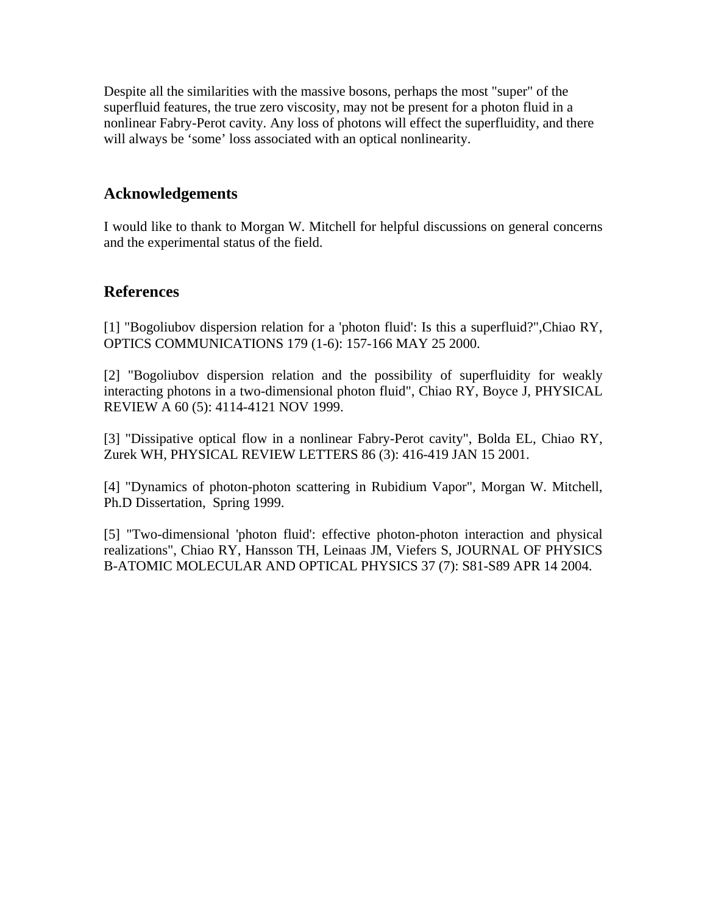Despite all the similarities with the massive bosons, perhaps the most "super" of the superfluid features, the true zero viscosity, may not be present for a photon fluid in a nonlinear Fabry-Perot cavity. Any loss of photons will effect the superfluidity, and there will always be 'some' loss associated with an optical nonlinearity.

## Acknowledgements

I would like to thank to Morgan W. Mitchell for helpful discussions on general concerns and the experimental status of the field.

## References

[1] "Bogoliubov dispersion relation for a 'photon fluid': Is this a superfluid?",Chiao RY, OPTICS COMMUNICATIONS 179 (1-6): 157-166 MAY 25 2000.

[2] "Bogoliubov dispersion relation and the possibility of superfluidity for weakly interacting photons in a two-dimensional photon fluid", Chiao RY, Boyce J, PHYSICAL REVIEW A 60 (5): 4114-4121 NOV 1999.

[3] "Dissipative optical flow in a nonlinear Fabry-Perot cavity", Bolda EL, Chiao RY, Zurek WH, PHYSICAL REVIEW LETTERS 86 (3): 416-419 JAN 15 2001.

[4] "Dynamics of photon-photon scattering in Rubidium Vapor", Morgan W. Mitchell, Ph.D Dissertation, Spring 1999.

[5] "Two-dimensional 'photon fluid': effective photon-photon interaction and physical realizations", Chiao RY, Hansson TH, Leinaas JM, Viefers S, JOURNAL OF PHYSICS B-ATOMIC MOLECULAR AND OPTICAL PHYSICS 37 (7): S81-S89 APR 14 2004.